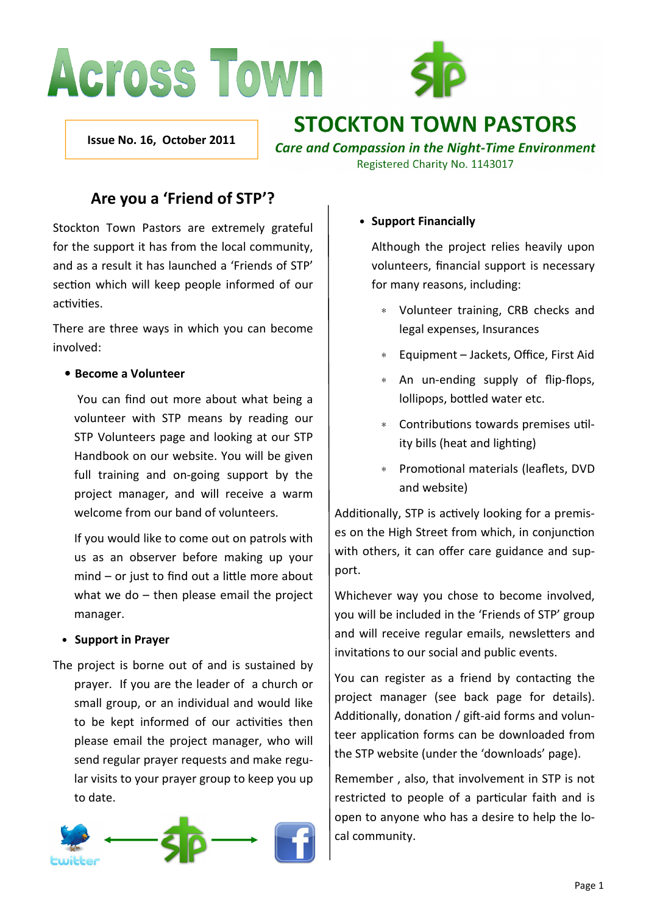# Across Town

**Issue No. 16, October 2011**

## STOCKTON TOWN PASTORS

***Care and Compassion in the Night-Time Environment***

Registered Charity No. 1143017

## Are you a 'Friend of STP'?

Stockton Town Pastors are extremely grateful for the support it has from the local community, and as a result it has launched a 'Friends of STP' section which will keep people informed of our activities.

There are three ways in which you can become involved:

- **Become a Volunteer**

  You can find out more about what being a volunteer with STP means by reading our STP Volunteers page and looking at our STP Handbook on our website. You will be given full training and on-going support by the project manager, and will receive a warm welcome from our band of volunteers.

  If you would like to come out on patrols with us as an observer before making up your mind – or just to find out a little more about what we do – then please email the project manager.

- **Support in Prayer**

  The project is borne out of and is sustained by prayer. If you are the leader of a church or small group, or an individual and would like to be kept informed of our activities then please email the project manager, who will send regular prayer requests and make regular visits to your prayer group to keep you up to date.

- **Support Financially**

  Although the project relies heavily upon volunteers, financial support is necessary for many reasons, including:

  * Volunteer training, CRB checks and legal expenses, Insurances
  * Equipment – Jackets, Office, First Aid
  * An un-ending supply of flip-flops, lollipops, bottled water etc.
  * Contributions towards premises utility bills (heat and lighting)
  * Promotional materials (leaflets, DVD and website)

Additionally, STP is actively looking for a premises on the High Street from which, in conjunction with others, it can offer care guidance and support.

Whichever way you chose to become involved, you will be included in the 'Friends of STP' group and will receive regular emails, newsletters and invitations to our social and public events.

You can register as a friend by contacting the project manager (see back page for details). Additionally, donation / gift-aid forms and volunteer application forms can be downloaded from the STP website (under the 'downloads' page).

Remember , also, that involvement in STP is not restricted to people of a particular faith and is open to anyone who has a desire to help the local community.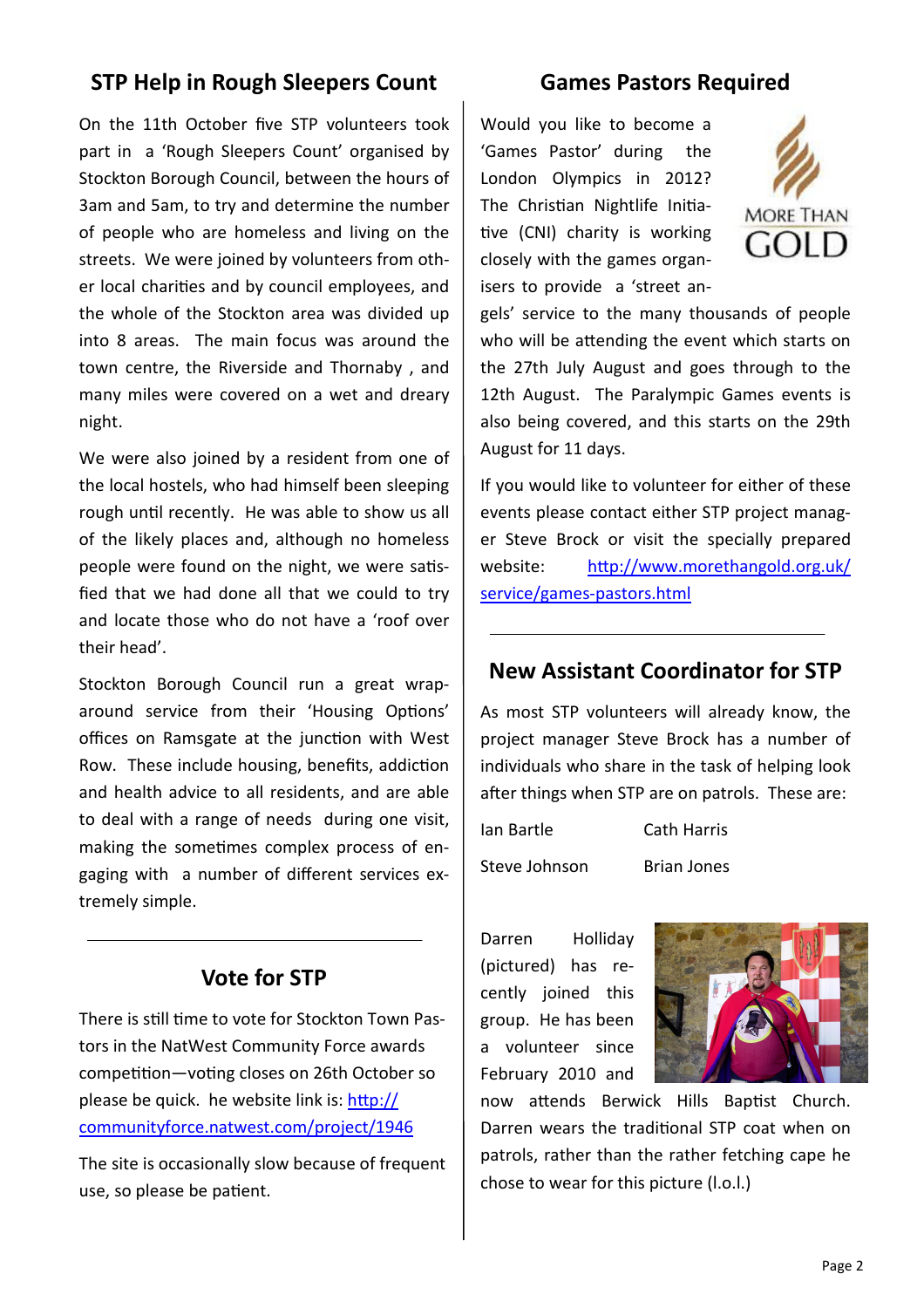## STP Help in Rough Sleepers Count

On the 11th October five STP volunteers took part in a 'Rough Sleepers Count' organised by Stockton Borough Council, between the hours of 3am and 5am, to try and determine the number of people who are homeless and living on the streets. We were joined by volunteers from other local charities and by council employees, and the whole of the Stockton area was divided up into 8 areas. The main focus was around the town centre, the Riverside and Thornaby , and many miles were covered on a wet and dreary night.

We were also joined by a resident from one of the local hostels, who had himself been sleeping rough until recently. He was able to show us all of the likely places and, although no homeless people were found on the night, we were satisfied that we had done all that we could to try and locate those who do not have a 'roof over their head'.

Stockton Borough Council run a great wrap-around service from their 'Housing Options' offices on Ramsgate at the junction with West Row. These include housing, benefits, addiction and health advice to all residents, and are able to deal with a range of needs during one visit, making the sometimes complex process of engaging with a number of different services extremely simple.

## Vote for STP

There is still time to vote for Stockton Town Pastors in the NatWest Community Force awards competition—voting closes on 26th October so please be quick. he website link is: [http://communityforce.natwest.com/project/1946](http://communityforce.natwest.com/project/1946)

The site is occasionally slow because of frequent use, so please be patient.

## Games Pastors Required

Would you like to become a 'Games Pastor' during the London Olympics in 2012? The Christian Nightlife Initiative (CNI) charity is working closely with the games organisers to provide a 'street angels' service to the many thousands of people who will be attending the event which starts on the 27th July August and goes through to the 12th August. The Paralympic Games events is also being covered, and this starts on the 29th August for 11 days.

MORE THAN GOLD

If you would like to volunteer for either of these events please contact either STP project manager Steve Brock or visit the specially prepared website: [http://www.morethangold.org.uk/service/games-pastors.html](http://www.morethangold.org.uk/service/games-pastors.html)

## New Assistant Coordinator for STP

As most STP volunteers will already know, the project manager Steve Brock has a number of individuals who share in the task of helping look after things when STP are on patrols. These are:

Ian Bartle — Cath Harris

Steve Johnson — Brian Jones

Darren Holliday (pictured) has recently joined this group. He has been a volunteer since February 2010 and now attends Berwick Hills Baptist Church. Darren wears the traditional STP coat when on patrols, rather than the rather fetching cape he chose to wear for this picture (l.o.l.)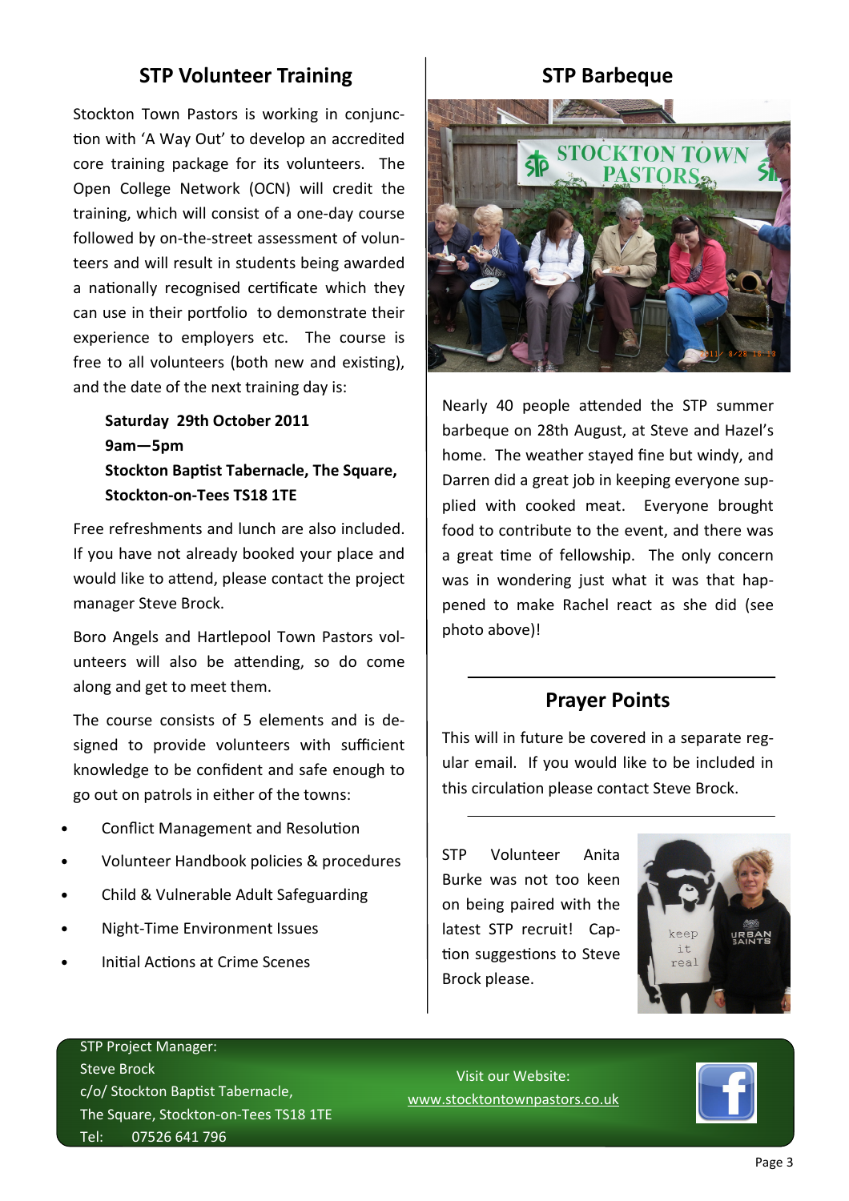## STP Volunteer Training

Stockton Town Pastors is working in conjunction with 'A Way Out' to develop an accredited core training package for its volunteers. The Open College Network (OCN) will credit the training, which will consist of a one-day course followed by on-the-street assessment of volunteers and will result in students being awarded a nationally recognised certificate which they can use in their portfolio to demonstrate their experience to employers etc. The course is free to all volunteers (both new and existing), and the date of the next training day is:

**Saturday 29th October 2011**
**9am—5pm**
**Stockton Baptist Tabernacle, The Square, Stockton-on-Tees TS18 1TE**

Free refreshments and lunch are also included. If you have not already booked your place and would like to attend, please contact the project manager Steve Brock.

Boro Angels and Hartlepool Town Pastors volunteers will also be attending, so do come along and get to meet them.

The course consists of 5 elements and is designed to provide volunteers with sufficient knowledge to be confident and safe enough to go out on patrols in either of the towns:

- Conflict Management and Resolution
- Volunteer Handbook policies & procedures
- Child & Vulnerable Adult Safeguarding
- Night-Time Environment Issues
- Initial Actions at Crime Scenes

## STP Barbeque

Nearly 40 people attended the STP summer barbeque on 28th August, at Steve and Hazel's home. The weather stayed fine but windy, and Darren did a great job in keeping everyone supplied with cooked meat. Everyone brought food to contribute to the event, and there was a great time of fellowship. The only concern was in wondering just what it was that happened to make Rachel react as she did (see photo above)!

## Prayer Points

This will in future be covered in a separate regular email. If you would like to be included in this circulation please contact Steve Brock.

STP Volunteer Anita Burke was not too keen on being paired with the latest STP recruit! Caption suggestions to Steve Brock please.

STP Project Manager:
Steve Brock
c/o/ Stockton Baptist Tabernacle,
The Square, Stockton-on-Tees TS18 1TE
Tel: 07526 641 796

Visit our Website:
www.stocktontownpastors.co.uk